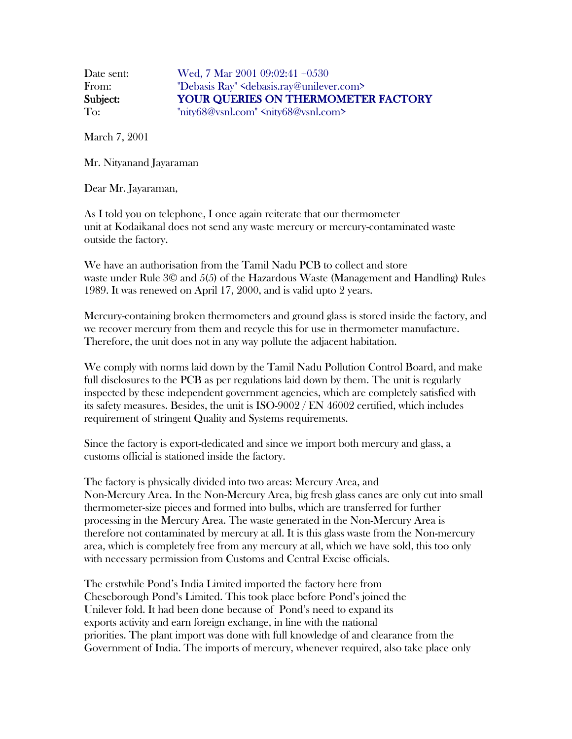Date sent: Wed, 7 Mar 2001 09:02:41 +0530
From: "Debasis Ray" <debasis.ray@unilever.com>
**Subject: YOUR QUERIES ON THERMOMETER FACTORY**
To: "nity68@vsnl.com" <nity68@vsnl.com>

March 7, 2001

Mr. Nityanand Jayaraman

Dear Mr. Jayaraman,

As I told you on telephone, I once again reiterate that our thermometer unit at Kodaikanal does not send any waste mercury or mercury-contaminated waste outside the factory.

We have an authorisation from the Tamil Nadu PCB to collect and store waste under Rule 3© and 5(5) of the Hazardous Waste (Management and Handling) Rules 1989. It was renewed on April 17, 2000, and is valid upto 2 years.

Mercury-containing broken thermometers and ground glass is stored inside the factory, and we recover mercury from them and recycle this for use in thermometer manufacture. Therefore, the unit does not in any way pollute the adjacent habitation.

We comply with norms laid down by the Tamil Nadu Pollution Control Board, and make full disclosures to the PCB as per regulations laid down by them. The unit is regularly inspected by these independent government agencies, which are completely satisfied with its safety measures. Besides, the unit is ISO-9002 / EN 46002 certified, which includes requirement of stringent Quality and Systems requirements.

Since the factory is export-dedicated and since we import both mercury and glass, a customs official is stationed inside the factory.

The factory is physically divided into two areas: Mercury Area, and Non-Mercury Area. In the Non-Mercury Area, big fresh glass canes are only cut into small thermometer-size pieces and formed into bulbs, which are transferred for further processing in the Mercury Area. The waste generated in the Non-Mercury Area is therefore not contaminated by mercury at all. It is this glass waste from the Non-mercury area, which is completely free from any mercury at all, which we have sold, this too only with necessary permission from Customs and Central Excise officials.

The erstwhile Pond's India Limited imported the factory here from Cheseborough Pond's Limited. This took place before Pond's joined the Unilever fold. It had been done because of Pond's need to expand its exports activity and earn foreign exchange, in line with the national priorities. The plant import was done with full knowledge of and clearance from the Government of India. The imports of mercury, whenever required, also take place only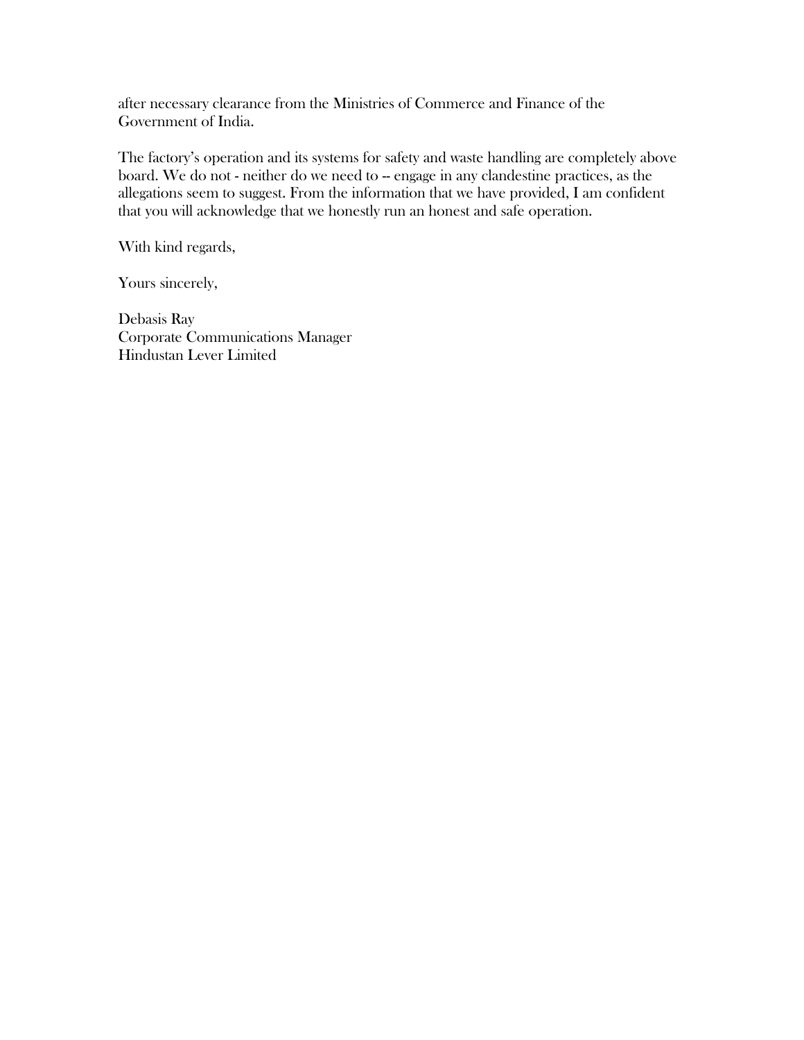after necessary clearance from the Ministries of Commerce and Finance of the Government of India.

The factory's operation and its systems for safety and waste handling are completely above board. We do not - neither do we need to -- engage in any clandestine practices, as the allegations seem to suggest. From the information that we have provided, I am confident that you will acknowledge that we honestly run an honest and safe operation.

With kind regards,

Yours sincerely,

Debasis Ray
Corporate Communications Manager
Hindustan Lever Limited